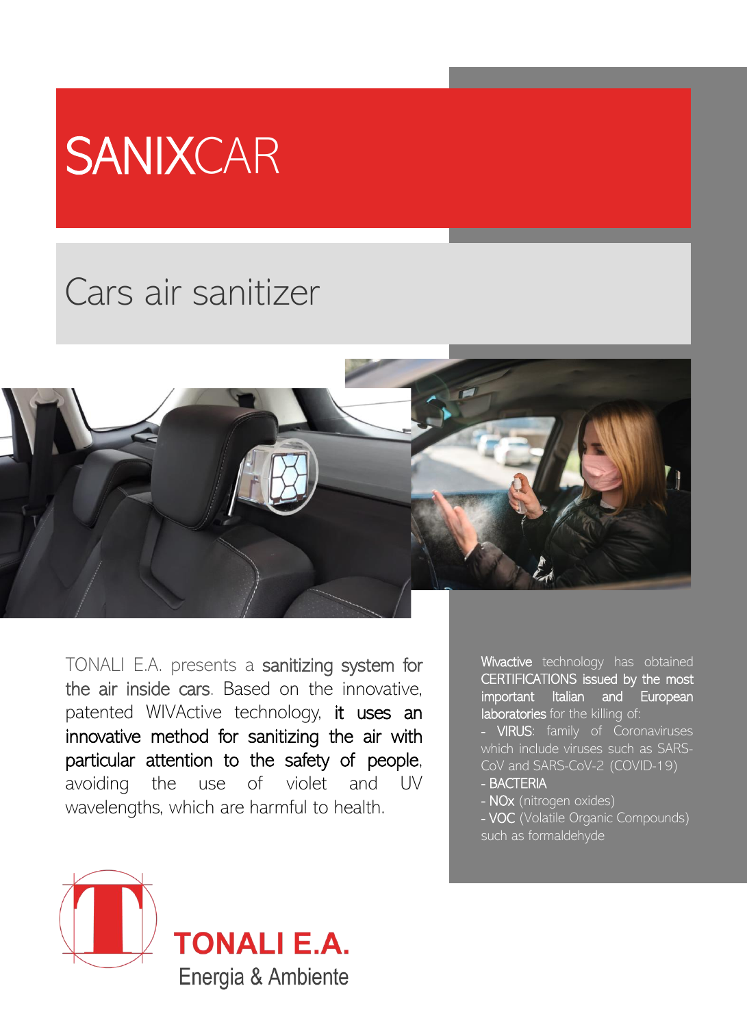# SANIXCAR

## Cars air sanitizer

TONALI E.A. presents a **sanitizing system for the air inside cars**. Based on the innovative, patented WIVActive technology, **it uses an innovative method for sanitizing the air with particular attention to the safety of people**, avoiding the use of violet and UV wavelengths, which are harmful to health.

**Wivactive** technology has obtained **CERTIFICATIONS issued by the most important Italian and European laboratories** for the killing of:

- **VIRUS**: family of Coronaviruses which include viruses such as SARS-CoV and SARS-CoV-2 (COVID-19)
- **BACTERIA**
- **NOx** (nitrogen oxides)
- **VOC** (Volatile Organic Compounds) such as formaldehyde

**TONALI E.A.**
Energia & Ambiente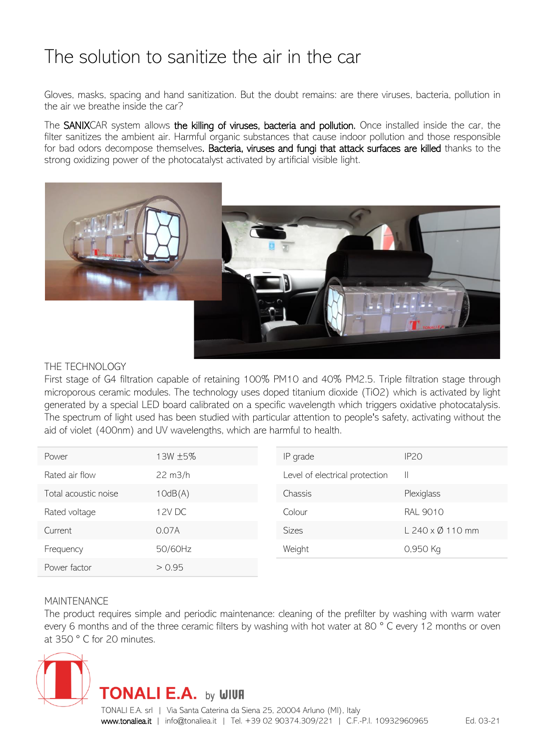# The solution to sanitize the air in the car

Gloves, masks, spacing and hand sanitization. But the doubt remains: are there viruses, bacteria, pollution in the air we breathe inside the car?

The SANIXCAR system allows the killing of viruses, bacteria and pollution. Once installed inside the car, the filter sanitizes the ambient air. Harmful organic substances that cause indoor pollution and those responsible for bad odors decompose themselves. Bacteria, viruses and fungi that attack surfaces are killed thanks to the strong oxidizing power of the photocatalyst activated by artificial visible light.

## THE TECHNOLOGY

First stage of G4 filtration capable of retaining 100% PM10 and 40% PM2.5. Triple filtration stage through microporous ceramic modules. The technology uses doped titanium dioxide ($TiO_2$) which is activated by light generated by a special LED board calibrated on a specific wavelength which triggers oxidative photocatalysis. The spectrum of light used has been studied with particular attention to people's safety, activating without the aid of violet (400nm) and UV wavelengths, which are harmful to health.

| | |
|---|---|
| Power | 13W ±5% |
| Rated air flow | 22 m3/h |
| Total acoustic noise | 10dB(A) |
| Rated voltage | 12V DC |
| Current | 0.07A |
| Frequency | 50/60Hz |
| Power factor | > 0.95 |

| | |
|---|---|
| IP grade | IP20 |
| Level of electrical protection | II |
| Chassis | Plexiglass |
| Colour | RAL 9010 |
| Sizes | L 240 x Ø 110 mm |
| Weight | 0,950 Kg |

## MAINTENANCE

The product requires simple and periodic maintenance: cleaning of the prefilter by washing with warm water every 6 months and of the three ceramic filters by washing with hot water at 80 ° C every 12 months or oven at 350 ° C for 20 minutes.

**TONALI E.A.** by WIVA

TONALI E.A. srl | Via Santa Caterina da Siena 25, 20004 Arluno (MI), Italy
www.tonaliea.it | info@tonaliea.it | Tel. +39 02 90374.309/221 | C.F.-P.I. 10932960965 Ed. 03-21